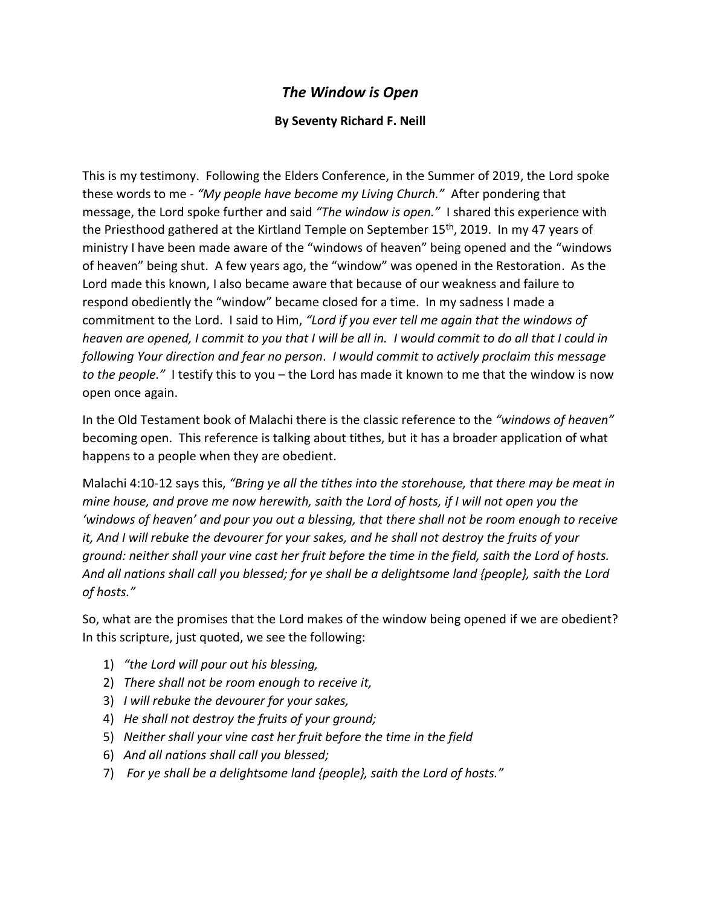# *The Window is Open*

**By Seventy Richard F. Neill**

This is my testimony. Following the Elders Conference, in the Summer of 2019, the Lord spoke these words to me - *"My people have become my Living Church."* After pondering that message, the Lord spoke further and said *"The window is open."* I shared this experience with the Priesthood gathered at the Kirtland Temple on September 15th, 2019. In my 47 years of ministry I have been made aware of the "windows of heaven" being opened and the "windows of heaven" being shut. A few years ago, the "window" was opened in the Restoration. As the Lord made this known, I also became aware that because of our weakness and failure to respond obediently the "window" became closed for a time. In my sadness I made a commitment to the Lord. I said to Him, *"Lord if you ever tell me again that the windows of heaven are opened, I commit to you that I will be all in. I would commit to do all that I could in following Your direction and fear no person. I would commit to actively proclaim this message to the people."* I testify this to you – the Lord has made it known to me that the window is now open once again.

In the Old Testament book of Malachi there is the classic reference to the *"windows of heaven"* becoming open. This reference is talking about tithes, but it has a broader application of what happens to a people when they are obedient.

Malachi 4:10-12 says this, *"Bring ye all the tithes into the storehouse, that there may be meat in mine house, and prove me now herewith, saith the Lord of hosts, if I will not open you the 'windows of heaven' and pour you out a blessing, that there shall not be room enough to receive it, And I will rebuke the devourer for your sakes, and he shall not destroy the fruits of your ground: neither shall your vine cast her fruit before the time in the field, saith the Lord of hosts. And all nations shall call you blessed; for ye shall be a delightsome land {people}, saith the Lord of hosts."*

So, what are the promises that the Lord makes of the window being opened if we are obedient? In this scripture, just quoted, we see the following:

1) *"the Lord will pour out his blessing,*
2) *There shall not be room enough to receive it,*
3) *I will rebuke the devourer for your sakes,*
4) *He shall not destroy the fruits of your ground;*
5) *Neither shall your vine cast her fruit before the time in the field*
6) *And all nations shall call you blessed;*
7) *For ye shall be a delightsome land {people}, saith the Lord of hosts."*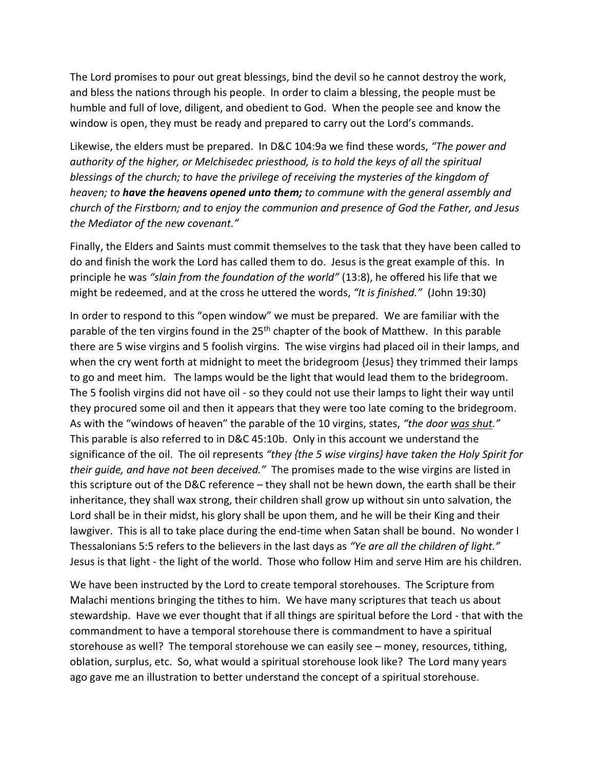The Lord promises to pour out great blessings, bind the devil so he cannot destroy the work, and bless the nations through his people. In order to claim a blessing, the people must be humble and full of love, diligent, and obedient to God. When the people see and know the window is open, they must be ready and prepared to carry out the Lord's commands.

Likewise, the elders must be prepared. In D&C 104:9a we find these words, *"The power and authority of the higher, or Melchisedec priesthood, is to hold the keys of all the spiritual blessings of the church; to have the privilege of receiving the mysteries of the kingdom of heaven; to* ***have the heavens opened unto them;*** *to commune with the general assembly and church of the Firstborn; and to enjoy the communion and presence of God the Father, and Jesus the Mediator of the new covenant."*

Finally, the Elders and Saints must commit themselves to the task that they have been called to do and finish the work the Lord has called them to do. Jesus is the great example of this. In principle he was *"slain from the foundation of the world"* (13:8), he offered his life that we might be redeemed, and at the cross he uttered the words, *"It is finished."* (John 19:30)

In order to respond to this "open window" we must be prepared. We are familiar with the parable of the ten virgins found in the 25th chapter of the book of Matthew. In this parable there are 5 wise virgins and 5 foolish virgins. The wise virgins had placed oil in their lamps, and when the cry went forth at midnight to meet the bridegroom {Jesus} they trimmed their lamps to go and meet him. The lamps would be the light that would lead them to the bridegroom. The 5 foolish virgins did not have oil - so they could not use their lamps to light their way until they procured some oil and then it appears that they were too late coming to the bridegroom. As with the "windows of heaven" the parable of the 10 virgins, states, *"the door <u>was shut</u>."* This parable is also referred to in D&C 45:10b. Only in this account we understand the significance of the oil. The oil represents *"they {the 5 wise virgins} have taken the Holy Spirit for their guide, and have not been deceived."* The promises made to the wise virgins are listed in this scripture out of the D&C reference – they shall not be hewn down, the earth shall be their inheritance, they shall wax strong, their children shall grow up without sin unto salvation, the Lord shall be in their midst, his glory shall be upon them, and he will be their King and their lawgiver. This is all to take place during the end-time when Satan shall be bound. No wonder I Thessalonians 5:5 refers to the believers in the last days as *"Ye are all the children of light."* Jesus is that light - the light of the world. Those who follow Him and serve Him are his children.

We have been instructed by the Lord to create temporal storehouses. The Scripture from Malachi mentions bringing the tithes to him. We have many scriptures that teach us about stewardship. Have we ever thought that if all things are spiritual before the Lord - that with the commandment to have a temporal storehouse there is commandment to have a spiritual storehouse as well? The temporal storehouse we can easily see – money, resources, tithing, oblation, surplus, etc. So, what would a spiritual storehouse look like? The Lord many years ago gave me an illustration to better understand the concept of a spiritual storehouse.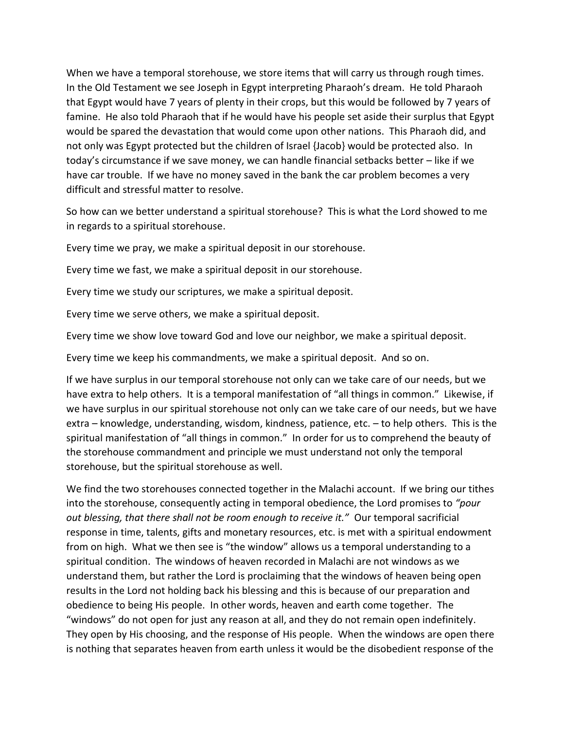When we have a temporal storehouse, we store items that will carry us through rough times. In the Old Testament we see Joseph in Egypt interpreting Pharaoh's dream. He told Pharaoh that Egypt would have 7 years of plenty in their crops, but this would be followed by 7 years of famine. He also told Pharaoh that if he would have his people set aside their surplus that Egypt would be spared the devastation that would come upon other nations. This Pharaoh did, and not only was Egypt protected but the children of Israel {Jacob} would be protected also. In today's circumstance if we save money, we can handle financial setbacks better – like if we have car trouble. If we have no money saved in the bank the car problem becomes a very difficult and stressful matter to resolve.

So how can we better understand a spiritual storehouse? This is what the Lord showed to me in regards to a spiritual storehouse.

Every time we pray, we make a spiritual deposit in our storehouse.

Every time we fast, we make a spiritual deposit in our storehouse.

Every time we study our scriptures, we make a spiritual deposit.

Every time we serve others, we make a spiritual deposit.

Every time we show love toward God and love our neighbor, we make a spiritual deposit.

Every time we keep his commandments, we make a spiritual deposit. And so on.

If we have surplus in our temporal storehouse not only can we take care of our needs, but we have extra to help others. It is a temporal manifestation of "all things in common." Likewise, if we have surplus in our spiritual storehouse not only can we take care of our needs, but we have extra – knowledge, understanding, wisdom, kindness, patience, etc. – to help others. This is the spiritual manifestation of "all things in common." In order for us to comprehend the beauty of the storehouse commandment and principle we must understand not only the temporal storehouse, but the spiritual storehouse as well.

We find the two storehouses connected together in the Malachi account. If we bring our tithes into the storehouse, consequently acting in temporal obedience, the Lord promises to *"pour out blessing, that there shall not be room enough to receive it."* Our temporal sacrificial response in time, talents, gifts and monetary resources, etc. is met with a spiritual endowment from on high. What we then see is "the window" allows us a temporal understanding to a spiritual condition. The windows of heaven recorded in Malachi are not windows as we understand them, but rather the Lord is proclaiming that the windows of heaven being open results in the Lord not holding back his blessing and this is because of our preparation and obedience to being His people. In other words, heaven and earth come together. The "windows" do not open for just any reason at all, and they do not remain open indefinitely. They open by His choosing, and the response of His people. When the windows are open there is nothing that separates heaven from earth unless it would be the disobedient response of the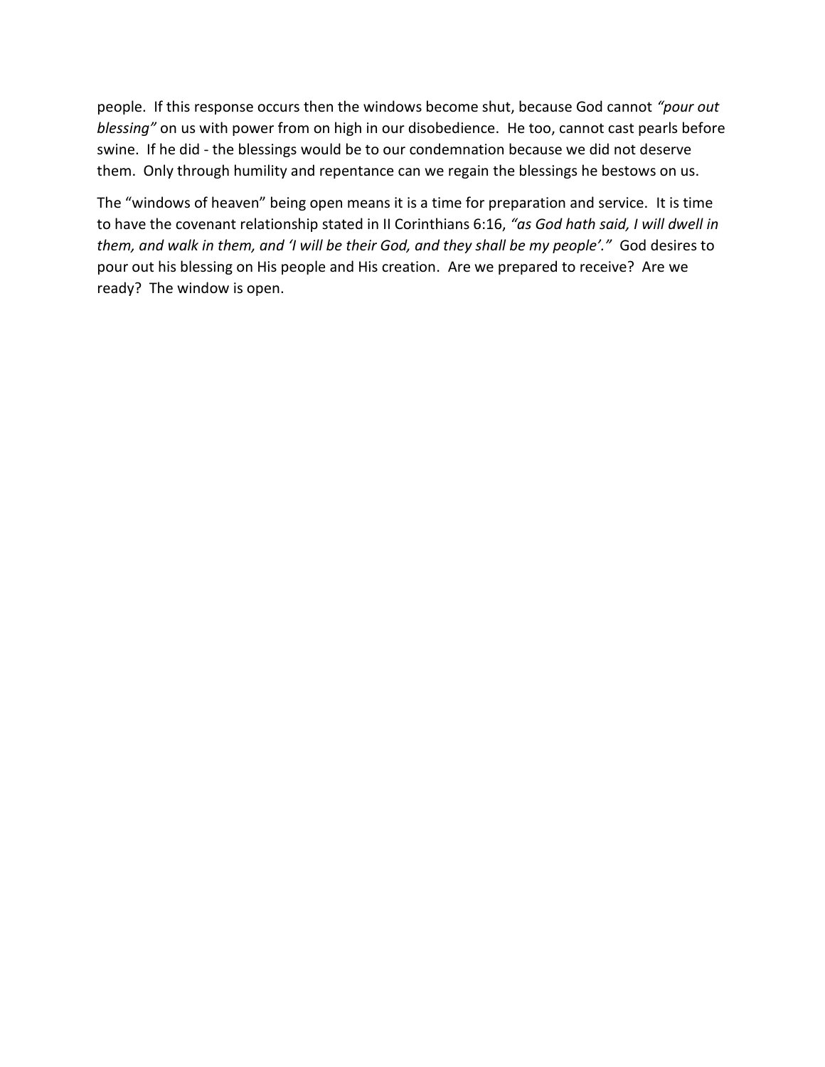people. If this response occurs then the windows become shut, because God cannot *"pour out blessing"* on us with power from on high in our disobedience. He too, cannot cast pearls before swine. If he did - the blessings would be to our condemnation because we did not deserve them. Only through humility and repentance can we regain the blessings he bestows on us.

The "windows of heaven" being open means it is a time for preparation and service. It is time to have the covenant relationship stated in II Corinthians 6:16, *"as God hath said, I will dwell in them, and walk in them, and 'I will be their God, and they shall be my people'."* God desires to pour out his blessing on His people and His creation. Are we prepared to receive? Are we ready? The window is open.